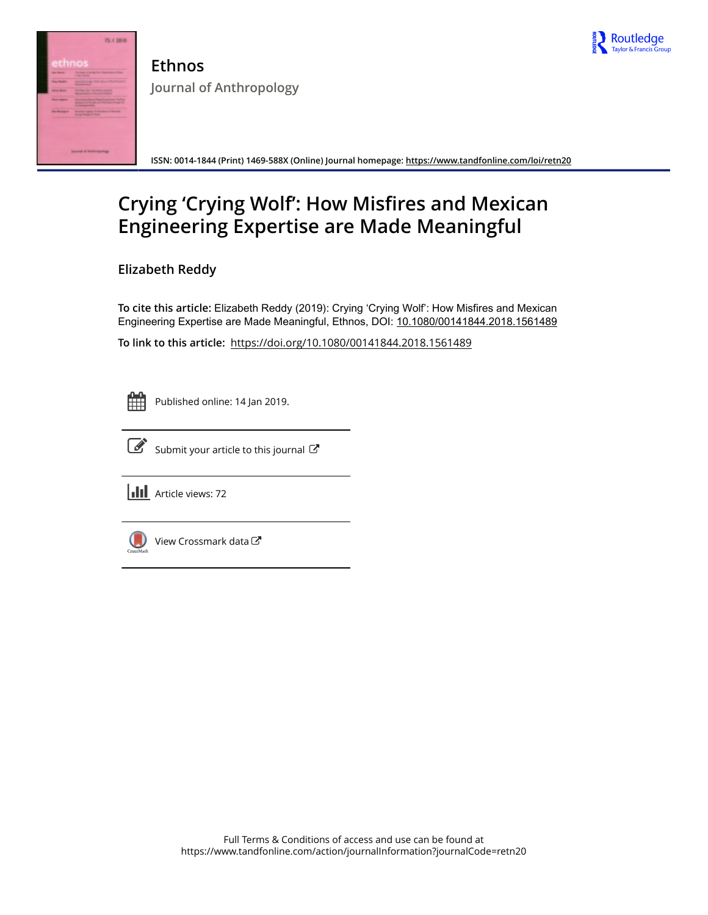# Ethnos

Journal of Anthropology

ISSN: 0014-1844 (Print) 1469-588X (Online) Journal homepage: https://www.tandfonline.com/loi/retn20

# Crying 'Crying Wolf': How Misfires and Mexican Engineering Expertise are Made Meaningful

**Elizabeth Reddy**

**To cite this article:** Elizabeth Reddy (2019): Crying 'Crying Wolf': How Misfires and Mexican Engineering Expertise are Made Meaningful, Ethnos, DOI: 10.1080/00141844.2018.1561489

**To link to this article:** https://doi.org/10.1080/00141844.2018.1561489

Published online: 14 Jan 2019.

Submit your article to this journal

Article views: 72

View Crossmark data

Full Terms & Conditions of access and use can be found at https://www.tandfonline.com/action/journalInformation?journalCode=retn20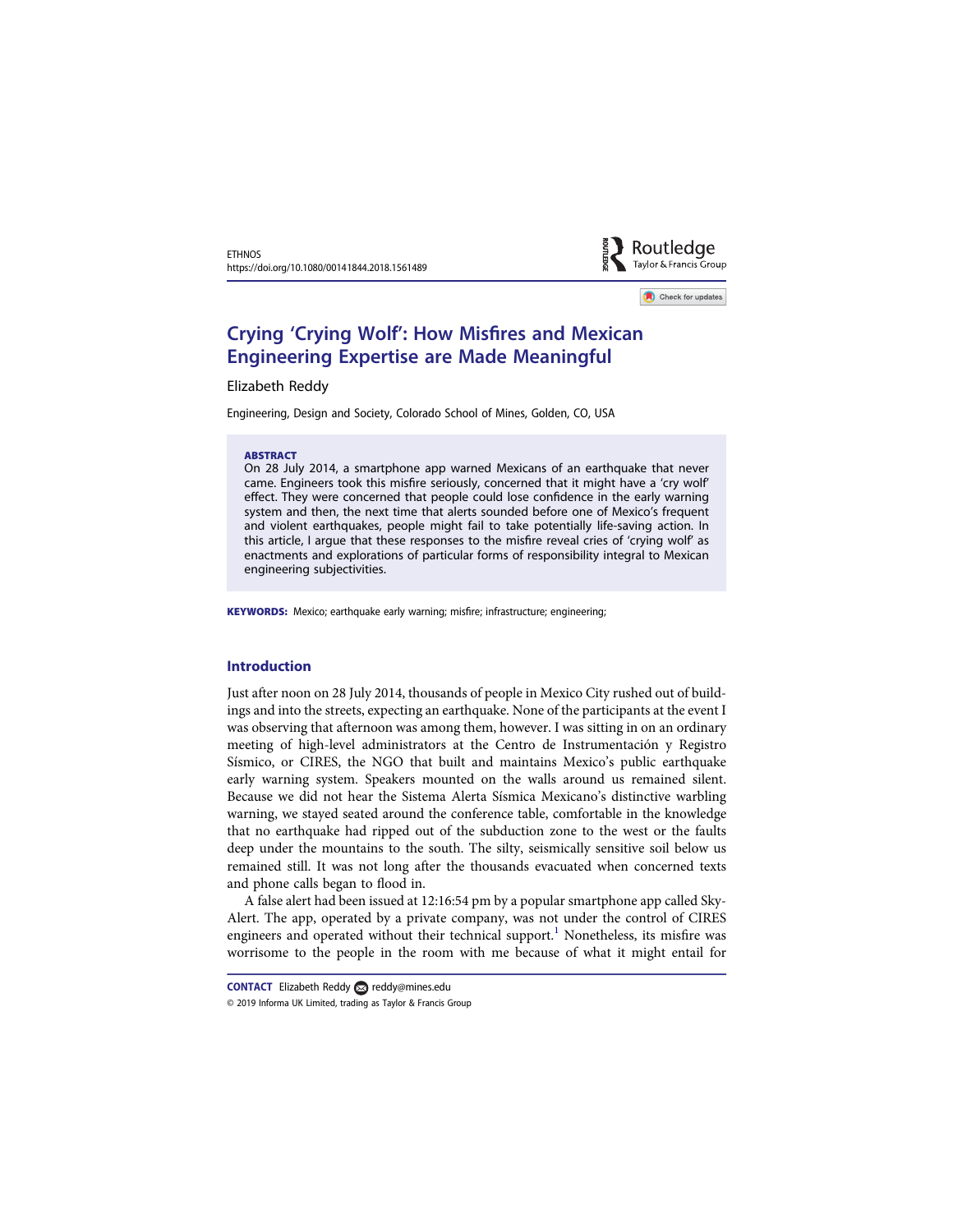# Crying 'Crying Wolf': How Misfires and Mexican Engineering Expertise are Made Meaningful

Elizabeth Reddy

Engineering, Design and Society, Colorado School of Mines, Golden, CO, USA

### ABSTRACT

On 28 July 2014, a smartphone app warned Mexicans of an earthquake that never came. Engineers took this misfire seriously, concerned that it might have a 'cry wolf' effect. They were concerned that people could lose confidence in the early warning system and then, the next time that alerts sounded before one of Mexico's frequent and violent earthquakes, people might fail to take potentially life-saving action. In this article, I argue that these responses to the misfire reveal cries of 'crying wolf' as enactments and explorations of particular forms of responsibility integral to Mexican engineering subjectivities.

**KEYWORDS:** Mexico; earthquake early warning; misfire; infrastructure; engineering;

## Introduction

Just after noon on 28 July 2014, thousands of people in Mexico City rushed out of buildings and into the streets, expecting an earthquake. None of the participants at the event I was observing that afternoon was among them, however. I was sitting in on an ordinary meeting of high-level administrators at the Centro de Instrumentación y Registro Sísmico, or CIRES, the NGO that built and maintains Mexico's public earthquake early warning system. Speakers mounted on the walls around us remained silent. Because we did not hear the Sistema Alerta Sísmica Mexicano's distinctive warbling warning, we stayed seated around the conference table, comfortable in the knowledge that no earthquake had ripped out of the subduction zone to the west or the faults deep under the mountains to the south. The silty, seismically sensitive soil below us remained still. It was not long after the thousands evacuated when concerned texts and phone calls began to flood in.

A false alert had been issued at 12:16:54 pm by a popular smartphone app called Sky-Alert. The app, operated by a private company, was not under the control of CIRES engineers and operated without their technical support.[1] Nonetheless, its misfire was worrisome to the people in the room with me because of what it might entail for

**CONTACT** Elizabeth Reddy reddy@mines.edu

© 2019 Informa UK Limited, trading as Taylor & Francis Group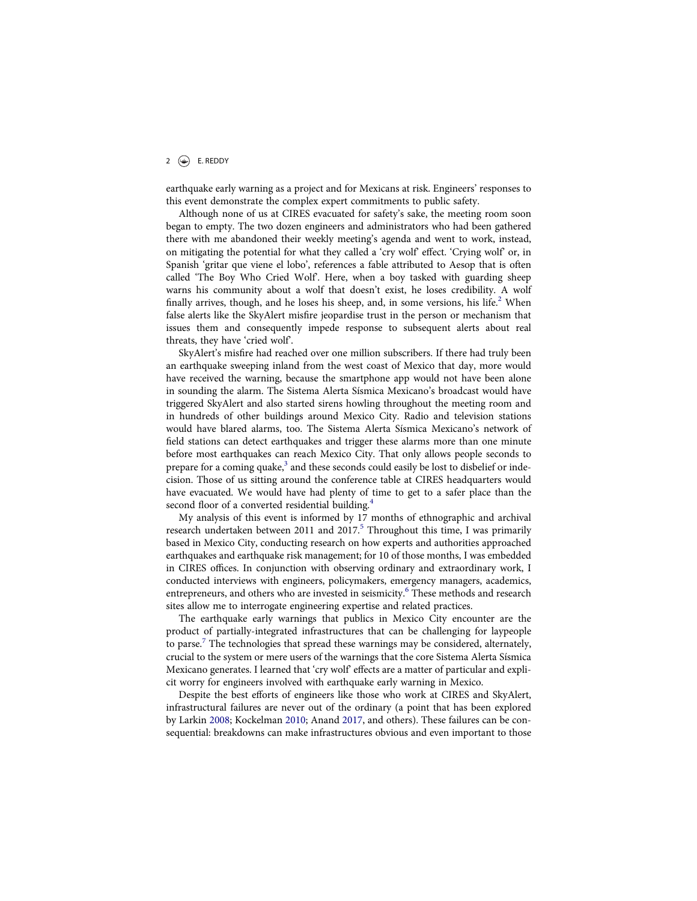earthquake early warning as a project and for Mexicans at risk. Engineers' responses to this event demonstrate the complex expert commitments to public safety.

Although none of us at CIRES evacuated for safety's sake, the meeting room soon began to empty. The two dozen engineers and administrators who had been gathered there with me abandoned their weekly meeting's agenda and went to work, instead, on mitigating the potential for what they called a 'cry wolf' effect. 'Crying wolf' or, in Spanish 'gritar que viene el lobo', references a fable attributed to Aesop that is often called 'The Boy Who Cried Wolf'. Here, when a boy tasked with guarding sheep warns his community about a wolf that doesn't exist, he loses credibility. A wolf finally arrives, though, and he loses his sheep, and, in some versions, his life.[2] When false alerts like the SkyAlert misfire jeopardise trust in the person or mechanism that issues them and consequently impede response to subsequent alerts about real threats, they have 'cried wolf'.

SkyAlert's misfire had reached over one million subscribers. If there had truly been an earthquake sweeping inland from the west coast of Mexico that day, more would have received the warning, because the smartphone app would not have been alone in sounding the alarm. The Sistema Alerta Sísmica Mexicano's broadcast would have triggered SkyAlert and also started sirens howling throughout the meeting room and in hundreds of other buildings around Mexico City. Radio and television stations would have blared alarms, too. The Sistema Alerta Sísmica Mexicano's network of field stations can detect earthquakes and trigger these alarms more than one minute before most earthquakes can reach Mexico City. That only allows people seconds to prepare for a coming quake,[3] and these seconds could easily be lost to disbelief or indecision. Those of us sitting around the conference table at CIRES headquarters would have evacuated. We would have had plenty of time to get to a safer place than the second floor of a converted residential building.[4]

My analysis of this event is informed by 17 months of ethnographic and archival research undertaken between 2011 and 2017.[5] Throughout this time, I was primarily based in Mexico City, conducting research on how experts and authorities approached earthquakes and earthquake risk management; for 10 of those months, I was embedded in CIRES offices. In conjunction with observing ordinary and extraordinary work, I conducted interviews with engineers, policymakers, emergency managers, academics, entrepreneurs, and others who are invested in seismicity.[6] These methods and research sites allow me to interrogate engineering expertise and related practices.

The earthquake early warnings that publics in Mexico City encounter are the product of partially-integrated infrastructures that can be challenging for laypeople to parse.[7] The technologies that spread these warnings may be considered, alternately, crucial to the system or mere users of the warnings that the core Sistema Alerta Sísmica Mexicano generates. I learned that 'cry wolf' effects are a matter of particular and explicit worry for engineers involved with earthquake early warning in Mexico.

Despite the best efforts of engineers like those who work at CIRES and SkyAlert, infrastructural failures are never out of the ordinary (a point that has been explored by Larkin 2008; Kockelman 2010; Anand 2017, and others). These failures can be consequential: breakdowns can make infrastructures obvious and even important to those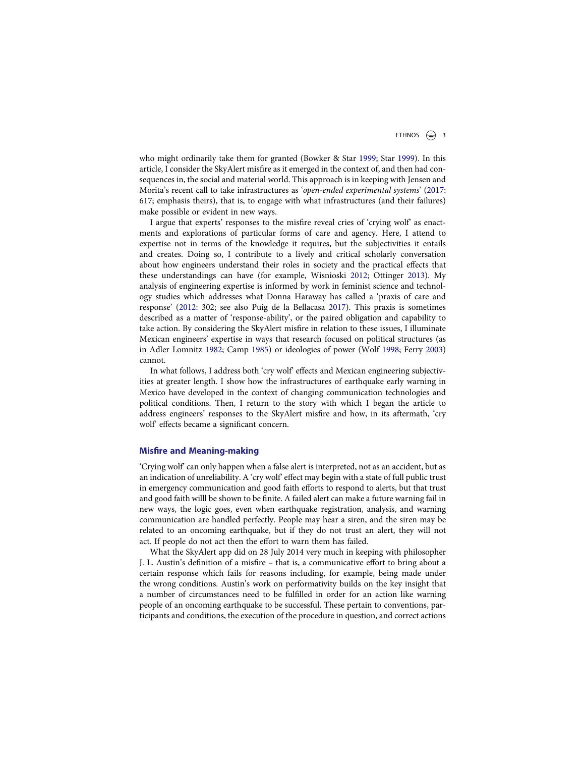who might ordinarily take them for granted (Bowker & Star 1999; Star 1999). In this article, I consider the SkyAlert misfire as it emerged in the context of, and then had consequences in, the social and material world. This approach is in keeping with Jensen and Morita's recent call to take infrastructures as '*open-ended experimental systems*' (2017: 617; emphasis theirs), that is, to engage with what infrastructures (and their failures) make possible or evident in new ways.

I argue that experts' responses to the misfire reveal cries of 'crying wolf' as enactments and explorations of particular forms of care and agency. Here, I attend to expertise not in terms of the knowledge it requires, but the subjectivities it entails and creates. Doing so, I contribute to a lively and critical scholarly conversation about how engineers understand their roles in society and the practical effects that these understandings can have (for example, Wisnioski 2012; Ottinger 2013). My analysis of engineering expertise is informed by work in feminist science and technology studies which addresses what Donna Haraway has called a 'praxis of care and response' (2012: 302; see also Puig de la Bellacasa 2017). This praxis is sometimes described as a matter of 'response-ability', or the paired obligation and capability to take action. By considering the SkyAlert misfire in relation to these issues, I illuminate Mexican engineers' expertise in ways that research focused on political structures (as in Adler Lomnitz 1982; Camp 1985) or ideologies of power (Wolf 1998; Ferry 2003) cannot.

In what follows, I address both 'cry wolf' effects and Mexican engineering subjectivities at greater length. I show how the infrastructures of earthquake early warning in Mexico have developed in the context of changing communication technologies and political conditions. Then, I return to the story with which I began the article to address engineers' responses to the SkyAlert misfire and how, in its aftermath, 'cry wolf' effects became a significant concern.

## Misfire and Meaning-making

'Crying wolf' can only happen when a false alert is interpreted, not as an accident, but as an indication of unreliability. A 'cry wolf' effect may begin with a state of full public trust in emergency communication and good faith efforts to respond to alerts, but that trust and good faith willl be shown to be finite. A failed alert can make a future warning fail in new ways, the logic goes, even when earthquake registration, analysis, and warning communication are handled perfectly. People may hear a siren, and the siren may be related to an oncoming earthquake, but if they do not trust an alert, they will not act. If people do not act then the effort to warn them has failed.

What the SkyAlert app did on 28 July 2014 very much in keeping with philosopher J. L. Austin's definition of a misfire – that is, a communicative effort to bring about a certain response which fails for reasons including, for example, being made under the wrong conditions. Austin's work on performativity builds on the key insight that a number of circumstances need to be fulfilled in order for an action like warning people of an oncoming earthquake to be successful. These pertain to conventions, participants and conditions, the execution of the procedure in question, and correct actions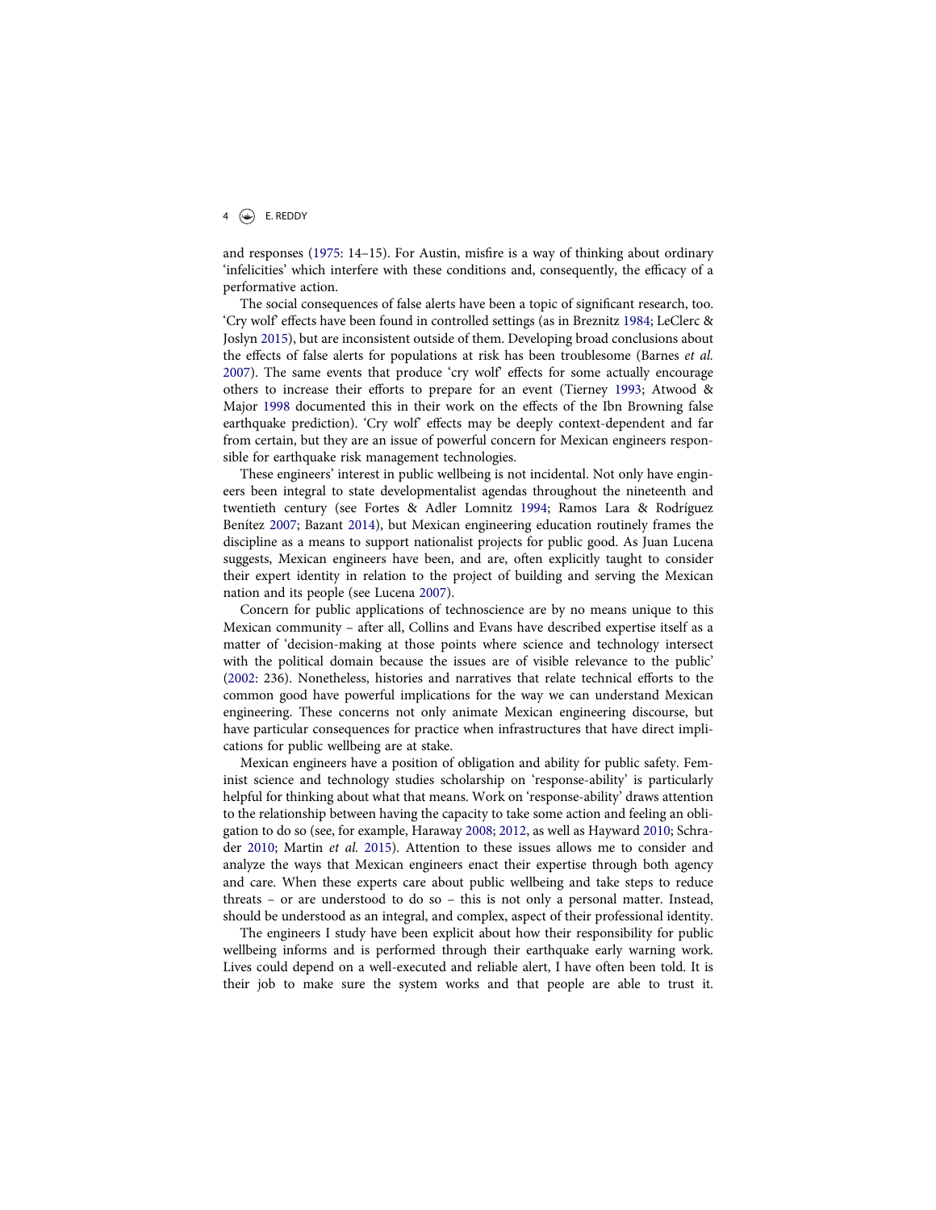and responses (1975: 14–15). For Austin, misfire is a way of thinking about ordinary 'infelicities' which interfere with these conditions and, consequently, the efficacy of a performative action.

The social consequences of false alerts have been a topic of significant research, too. 'Cry wolf' effects have been found in controlled settings (as in Breznitz 1984; LeClerc & Joslyn 2015), but are inconsistent outside of them. Developing broad conclusions about the effects of false alerts for populations at risk has been troublesome (Barnes *et al.* 2007). The same events that produce 'cry wolf' effects for some actually encourage others to increase their efforts to prepare for an event (Tierney 1993; Atwood & Major 1998 documented this in their work on the effects of the Ibn Browning false earthquake prediction). 'Cry wolf' effects may be deeply context-dependent and far from certain, but they are an issue of powerful concern for Mexican engineers responsible for earthquake risk management technologies.

These engineers' interest in public wellbeing is not incidental. Not only have engineers been integral to state developmentalist agendas throughout the nineteenth and twentieth century (see Fortes & Adler Lomnitz 1994; Ramos Lara & Rodríguez Benítez 2007; Bazant 2014), but Mexican engineering education routinely frames the discipline as a means to support nationalist projects for public good. As Juan Lucena suggests, Mexican engineers have been, and are, often explicitly taught to consider their expert identity in relation to the project of building and serving the Mexican nation and its people (see Lucena 2007).

Concern for public applications of technoscience are by no means unique to this Mexican community – after all, Collins and Evans have described expertise itself as a matter of 'decision-making at those points where science and technology intersect with the political domain because the issues are of visible relevance to the public' (2002: 236). Nonetheless, histories and narratives that relate technical efforts to the common good have powerful implications for the way we can understand Mexican engineering. These concerns not only animate Mexican engineering discourse, but have particular consequences for practice when infrastructures that have direct implications for public wellbeing are at stake.

Mexican engineers have a position of obligation and ability for public safety. Feminist science and technology studies scholarship on 'response-ability' is particularly helpful for thinking about what that means. Work on 'response-ability' draws attention to the relationship between having the capacity to take some action and feeling an obligation to do so (see, for example, Haraway 2008; 2012, as well as Hayward 2010; Schrader 2010; Martin *et al.* 2015). Attention to these issues allows me to consider and analyze the ways that Mexican engineers enact their expertise through both agency and care. When these experts care about public wellbeing and take steps to reduce threats – or are understood to do so – this is not only a personal matter. Instead, should be understood as an integral, and complex, aspect of their professional identity.

The engineers I study have been explicit about how their responsibility for public wellbeing informs and is performed through their earthquake early warning work. Lives could depend on a well-executed and reliable alert, I have often been told. It is their job to make sure the system works and that people are able to trust it.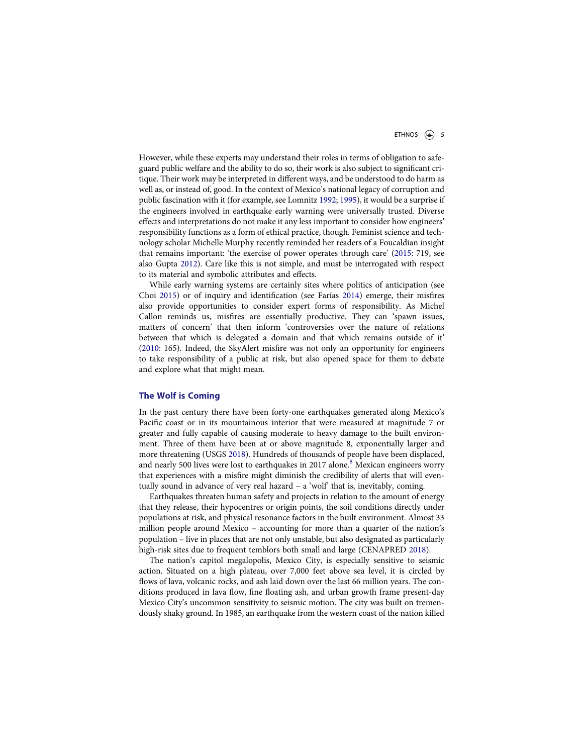However, while these experts may understand their roles in terms of obligation to safeguard public welfare and the ability to do so, their work is also subject to significant critique. Their work may be interpreted in different ways, and be understood to do harm as well as, or instead of, good. In the context of Mexico's national legacy of corruption and public fascination with it (for example, see Lomnitz 1992; 1995), it would be a surprise if the engineers involved in earthquake early warning were universally trusted. Diverse effects and interpretations do not make it any less important to consider how engineers' responsibility functions as a form of ethical practice, though. Feminist science and technology scholar Michelle Murphy recently reminded her readers of a Foucaldian insight that remains important: 'the exercise of power operates through care' (2015: 719, see also Gupta 2012). Care like this is not simple, and must be interrogated with respect to its material and symbolic attributes and effects.

While early warning systems are certainly sites where politics of anticipation (see Choi 2015) or of inquiry and identification (see Farías 2014) emerge, their misfires also provide opportunities to consider expert forms of responsibility. As Michel Callon reminds us, misfires are essentially productive. They can 'spawn issues, matters of concern' that then inform 'controversies over the nature of relations between that which is delegated a domain and that which remains outside of it' (2010: 165). Indeed, the SkyAlert misfire was not only an opportunity for engineers to take responsibility of a public at risk, but also opened space for them to debate and explore what that might mean.

## The Wolf is Coming

In the past century there have been forty-one earthquakes generated along Mexico's Pacific coast or in its mountainous interior that were measured at magnitude 7 or greater and fully capable of causing moderate to heavy damage to the built environment. Three of them have been at or above magnitude 8, exponentially larger and more threatening (USGS 2018). Hundreds of thousands of people have been displaced, and nearly 500 lives were lost to earthquakes in 2017 alone.[8] Mexican engineers worry that experiences with a misfire might diminish the credibility of alerts that will eventually sound in advance of very real hazard – a 'wolf' that is, inevitably, coming.

Earthquakes threaten human safety and projects in relation to the amount of energy that they release, their hypocentres or origin points, the soil conditions directly under populations at risk, and physical resonance factors in the built environment. Almost 33 million people around Mexico – accounting for more than a quarter of the nation's population – live in places that are not only unstable, but also designated as particularly high-risk sites due to frequent temblors both small and large (CENAPRED 2018).

The nation's capitol megalopolis, Mexico City, is especially sensitive to seismic action. Situated on a high plateau, over 7,000 feet above sea level, it is circled by flows of lava, volcanic rocks, and ash laid down over the last 66 million years. The conditions produced in lava flow, fine floating ash, and urban growth frame present-day Mexico City's uncommon sensitivity to seismic motion. The city was built on tremendously shaky ground. In 1985, an earthquake from the western coast of the nation killed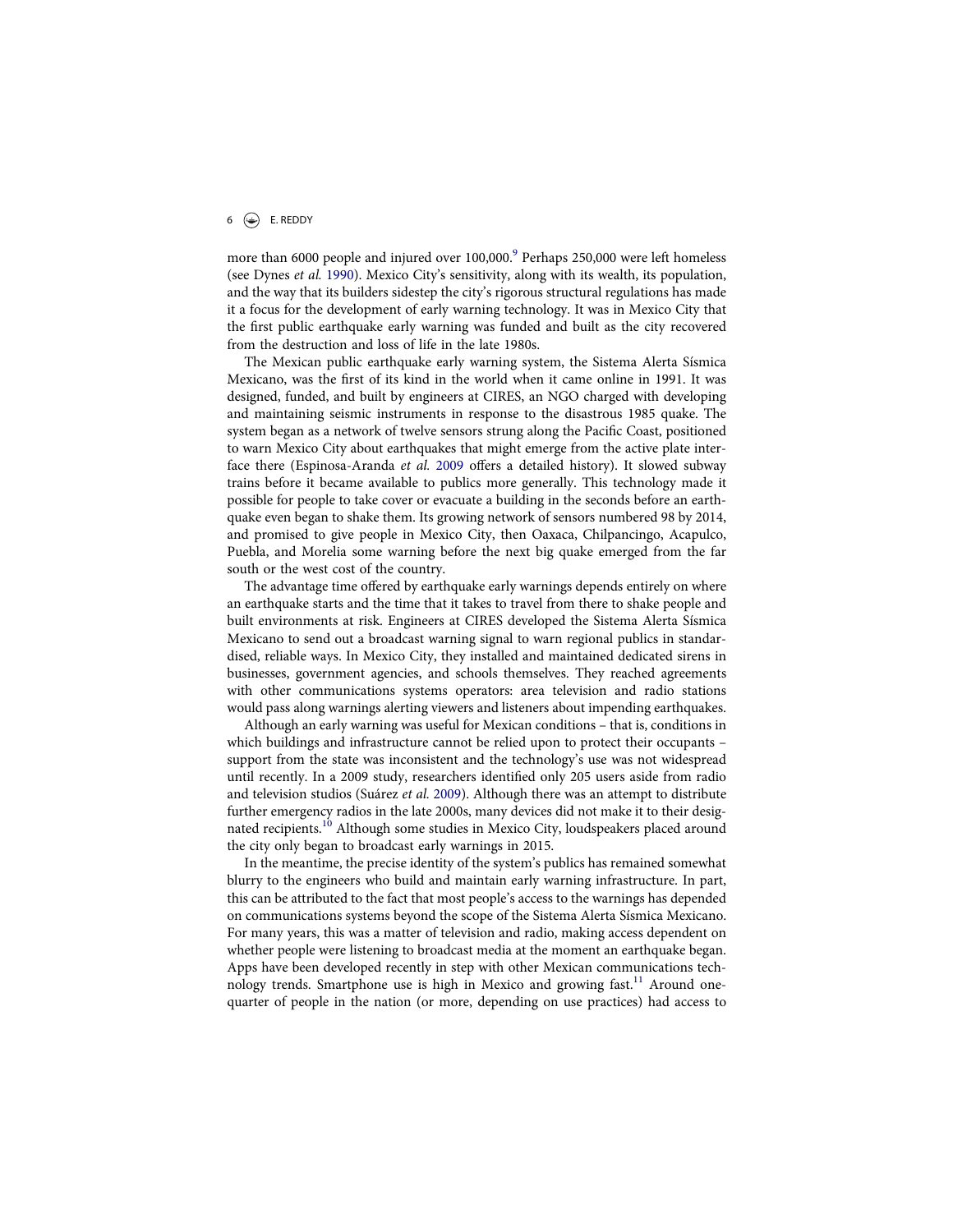more than 6000 people and injured over 100,000.[9] Perhaps 250,000 were left homeless (see Dynes *et al.* 1990). Mexico City's sensitivity, along with its wealth, its population, and the way that its builders sidestep the city's rigorous structural regulations has made it a focus for the development of early warning technology. It was in Mexico City that the first public earthquake early warning was funded and built as the city recovered from the destruction and loss of life in the late 1980s.

The Mexican public earthquake early warning system, the Sistema Alerta Sísmica Mexicano, was the first of its kind in the world when it came online in 1991. It was designed, funded, and built by engineers at CIRES, an NGO charged with developing and maintaining seismic instruments in response to the disastrous 1985 quake. The system began as a network of twelve sensors strung along the Pacific Coast, positioned to warn Mexico City about earthquakes that might emerge from the active plate interface there (Espinosa-Aranda *et al.* 2009 offers a detailed history). It slowed subway trains before it became available to publics more generally. This technology made it possible for people to take cover or evacuate a building in the seconds before an earthquake even began to shake them. Its growing network of sensors numbered 98 by 2014, and promised to give people in Mexico City, then Oaxaca, Chilpancingo, Acapulco, Puebla, and Morelia some warning before the next big quake emerged from the far south or the west cost of the country.

The advantage time offered by earthquake early warnings depends entirely on where an earthquake starts and the time that it takes to travel from there to shake people and built environments at risk. Engineers at CIRES developed the Sistema Alerta Sísmica Mexicano to send out a broadcast warning signal to warn regional publics in standardised, reliable ways. In Mexico City, they installed and maintained dedicated sirens in businesses, government agencies, and schools themselves. They reached agreements with other communications systems operators: area television and radio stations would pass along warnings alerting viewers and listeners about impending earthquakes.

Although an early warning was useful for Mexican conditions – that is, conditions in which buildings and infrastructure cannot be relied upon to protect their occupants – support from the state was inconsistent and the technology's use was not widespread until recently. In a 2009 study, researchers identified only 205 users aside from radio and television studios (Suárez *et al.* 2009). Although there was an attempt to distribute further emergency radios in the late 2000s, many devices did not make it to their designated recipients.[10] Although some studies in Mexico City, loudspeakers placed around the city only began to broadcast early warnings in 2015.

In the meantime, the precise identity of the system's publics has remained somewhat blurry to the engineers who build and maintain early warning infrastructure. In part, this can be attributed to the fact that most people's access to the warnings has depended on communications systems beyond the scope of the Sistema Alerta Sísmica Mexicano. For many years, this was a matter of television and radio, making access dependent on whether people were listening to broadcast media at the moment an earthquake began. Apps have been developed recently in step with other Mexican communications technology trends. Smartphone use is high in Mexico and growing fast.[11] Around one-quarter of people in the nation (or more, depending on use practices) had access to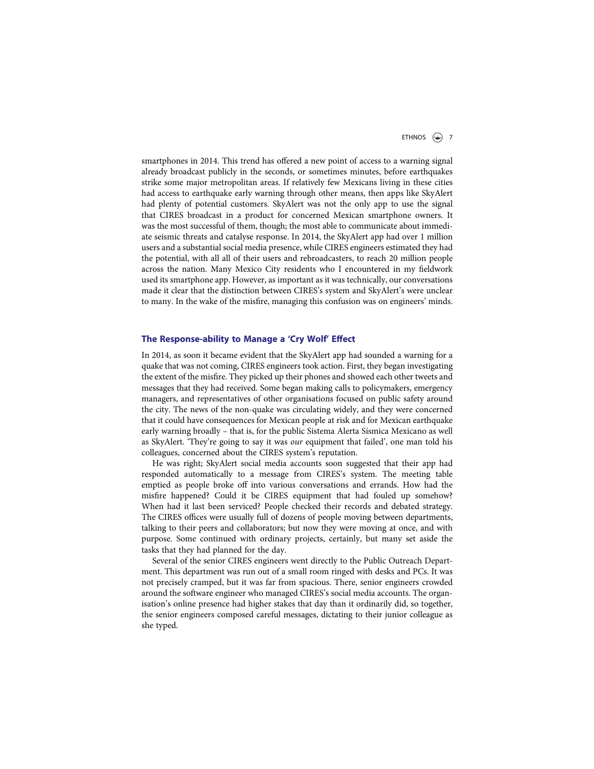smartphones in 2014. This trend has offered a new point of access to a warning signal already broadcast publicly in the seconds, or sometimes minutes, before earthquakes strike some major metropolitan areas. If relatively few Mexicans living in these cities had access to earthquake early warning through other means, then apps like SkyAlert had plenty of potential customers. SkyAlert was not the only app to use the signal that CIRES broadcast in a product for concerned Mexican smartphone owners. It was the most successful of them, though; the most able to communicate about immediate seismic threats and catalyse response. In 2014, the SkyAlert app had over 1 million users and a substantial social media presence, while CIRES engineers estimated they had the potential, with all all of their users and rebroadcasters, to reach 20 million people across the nation. Many Mexico City residents who I encountered in my fieldwork used its smartphone app. However, as important as it was technically, our conversations made it clear that the distinction between CIRES's system and SkyAlert's were unclear to many. In the wake of the misfire, managing this confusion was on engineers' minds.

## The Response-ability to Manage a 'Cry Wolf' Effect

In 2014, as soon it became evident that the SkyAlert app had sounded a warning for a quake that was not coming, CIRES engineers took action. First, they began investigating the extent of the misfire. They picked up their phones and showed each other tweets and messages that they had received. Some began making calls to policymakers, emergency managers, and representatives of other organisations focused on public safety around the city. The news of the non-quake was circulating widely, and they were concerned that it could have consequences for Mexican people at risk and for Mexican earthquake early warning broadly – that is, for the public Sistema Alerta Sísmica Mexicano as well as SkyAlert. 'They're going to say it was *our* equipment that failed', one man told his colleagues, concerned about the CIRES system's reputation.

He was right; SkyAlert social media accounts soon suggested that their app had responded automatically to a message from CIRES's system. The meeting table emptied as people broke off into various conversations and errands. How had the misfire happened? Could it be CIRES equipment that had fouled up somehow? When had it last been serviced? People checked their records and debated strategy. The CIRES offices were usually full of dozens of people moving between departments, talking to their peers and collaborators; but now they were moving at once, and with purpose. Some continued with ordinary projects, certainly, but many set aside the tasks that they had planned for the day.

Several of the senior CIRES engineers went directly to the Public Outreach Department. This department was run out of a small room ringed with desks and PCs. It was not precisely cramped, but it was far from spacious. There, senior engineers crowded around the software engineer who managed CIRES's social media accounts. The organisation's online presence had higher stakes that day than it ordinarily did, so together, the senior engineers composed careful messages, dictating to their junior colleague as she typed.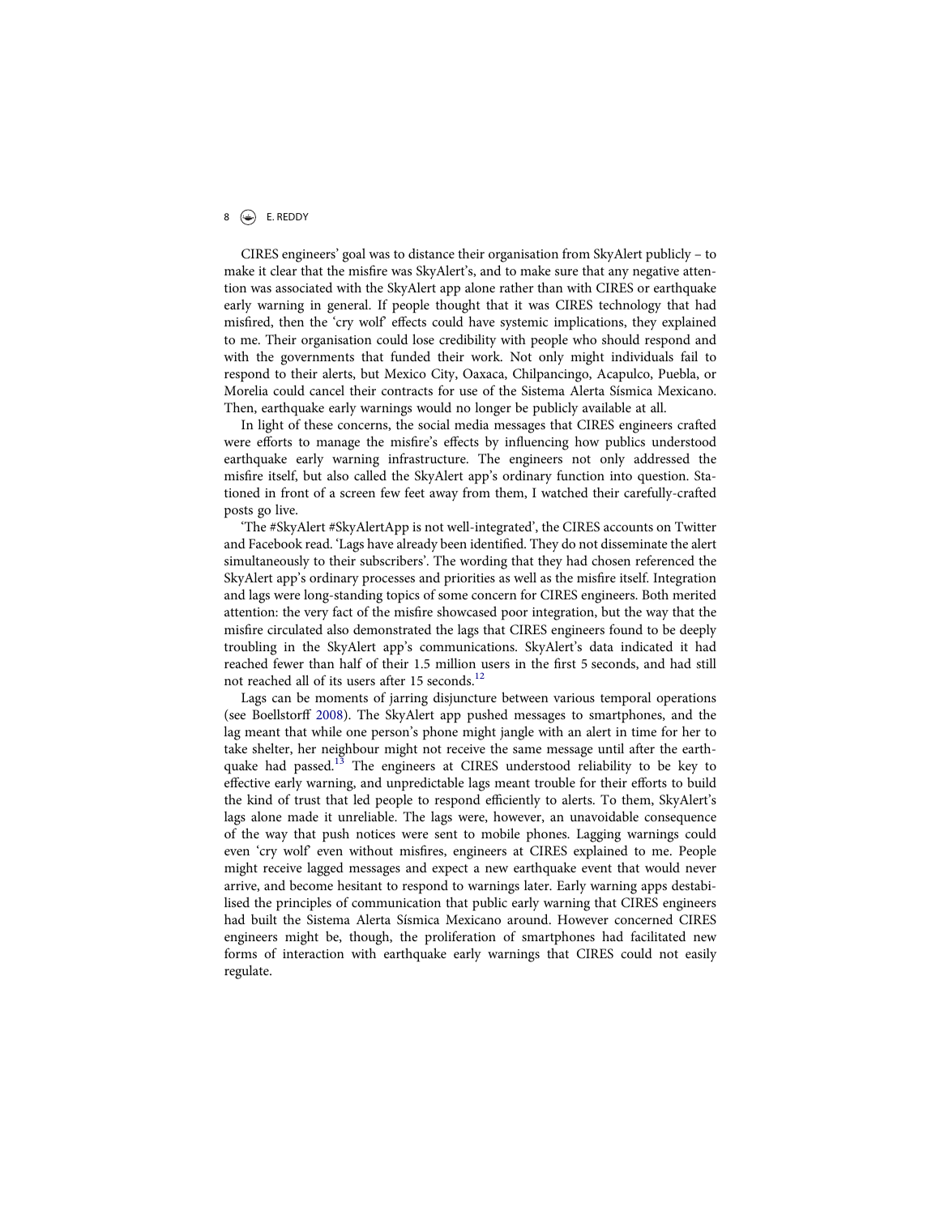CIRES engineers' goal was to distance their organisation from SkyAlert publicly – to make it clear that the misfire was SkyAlert's, and to make sure that any negative attention was associated with the SkyAlert app alone rather than with CIRES or earthquake early warning in general. If people thought that it was CIRES technology that had misfired, then the 'cry wolf' effects could have systemic implications, they explained to me. Their organisation could lose credibility with people who should respond and with the governments that funded their work. Not only might individuals fail to respond to their alerts, but Mexico City, Oaxaca, Chilpancingo, Acapulco, Puebla, or Morelia could cancel their contracts for use of the Sistema Alerta Sísmica Mexicano. Then, earthquake early warnings would no longer be publicly available at all.

In light of these concerns, the social media messages that CIRES engineers crafted were efforts to manage the misfire's effects by influencing how publics understood earthquake early warning infrastructure. The engineers not only addressed the misfire itself, but also called the SkyAlert app's ordinary function into question. Stationed in front of a screen few feet away from them, I watched their carefully-crafted posts go live.

'The #SkyAlert #SkyAlertApp is not well-integrated', the CIRES accounts on Twitter and Facebook read. 'Lags have already been identified. They do not disseminate the alert simultaneously to their subscribers'. The wording that they had chosen referenced the SkyAlert app's ordinary processes and priorities as well as the misfire itself. Integration and lags were long-standing topics of some concern for CIRES engineers. Both merited attention: the very fact of the misfire showcased poor integration, but the way that the misfire circulated also demonstrated the lags that CIRES engineers found to be deeply troubling in the SkyAlert app's communications. SkyAlert's data indicated it had reached fewer than half of their 1.5 million users in the first 5 seconds, and had still not reached all of its users after 15 seconds.[12]

Lags can be moments of jarring disjuncture between various temporal operations (see Boellstorff 2008). The SkyAlert app pushed messages to smartphones, and the lag meant that while one person's phone might jangle with an alert in time for her to take shelter, her neighbour might not receive the same message until after the earthquake had passed.[13] The engineers at CIRES understood reliability to be key to effective early warning, and unpredictable lags meant trouble for their efforts to build the kind of trust that led people to respond efficiently to alerts. To them, SkyAlert's lags alone made it unreliable. The lags were, however, an unavoidable consequence of the way that push notices were sent to mobile phones. Lagging warnings could even 'cry wolf' even without misfires, engineers at CIRES explained to me. People might receive lagged messages and expect a new earthquake event that would never arrive, and become hesitant to respond to warnings later. Early warning apps destabilised the principles of communication that public early warning that CIRES engineers had built the Sistema Alerta Sísmica Mexicano around. However concerned CIRES engineers might be, though, the proliferation of smartphones had facilitated new forms of interaction with earthquake early warnings that CIRES could not easily regulate.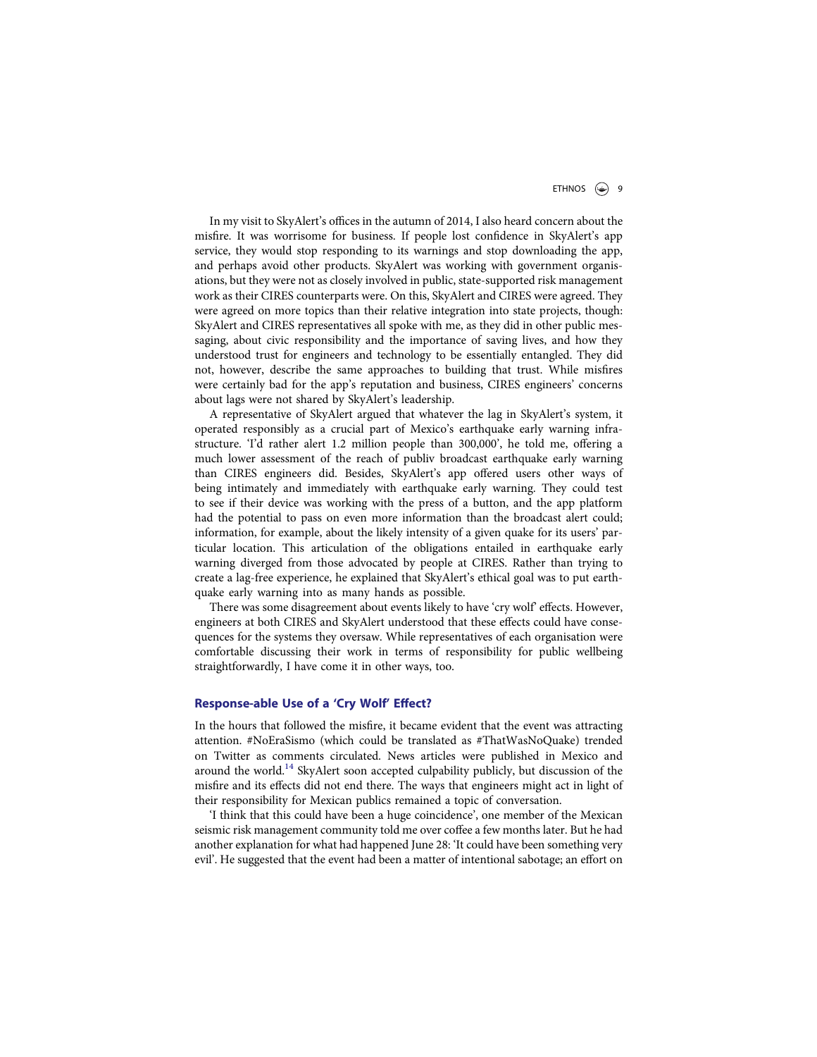In my visit to SkyAlert's offices in the autumn of 2014, I also heard concern about the misfire. It was worrisome for business. If people lost confidence in SkyAlert's app service, they would stop responding to its warnings and stop downloading the app, and perhaps avoid other products. SkyAlert was working with government organisations, but they were not as closely involved in public, state-supported risk management work as their CIRES counterparts were. On this, SkyAlert and CIRES were agreed. They were agreed on more topics than their relative integration into state projects, though: SkyAlert and CIRES representatives all spoke with me, as they did in other public messaging, about civic responsibility and the importance of saving lives, and how they understood trust for engineers and technology to be essentially entangled. They did not, however, describe the same approaches to building that trust. While misfires were certainly bad for the app's reputation and business, CIRES engineers' concerns about lags were not shared by SkyAlert's leadership.

A representative of SkyAlert argued that whatever the lag in SkyAlert's system, it operated responsibly as a crucial part of Mexico's earthquake early warning infrastructure. 'I'd rather alert 1.2 million people than 300,000', he told me, offering a much lower assessment of the reach of publiv broadcast earthquake early warning than CIRES engineers did. Besides, SkyAlert's app offered users other ways of being intimately and immediately with earthquake early warning. They could test to see if their device was working with the press of a button, and the app platform had the potential to pass on even more information than the broadcast alert could; information, for example, about the likely intensity of a given quake for its users' particular location. This articulation of the obligations entailed in earthquake early warning diverged from those advocated by people at CIRES. Rather than trying to create a lag-free experience, he explained that SkyAlert's ethical goal was to put earthquake early warning into as many hands as possible.

There was some disagreement about events likely to have 'cry wolf' effects. However, engineers at both CIRES and SkyAlert understood that these effects could have consequences for the systems they oversaw. While representatives of each organisation were comfortable discussing their work in terms of responsibility for public wellbeing straightforwardly, I have come it in other ways, too.

## Response-able Use of a 'Cry Wolf' Effect?

In the hours that followed the misfire, it became evident that the event was attracting attention. #NoEraSismo (which could be translated as #ThatWasNoQuake) trended on Twitter as comments circulated. News articles were published in Mexico and around the world.[14] SkyAlert soon accepted culpability publicly, but discussion of the misfire and its effects did not end there. The ways that engineers might act in light of their responsibility for Mexican publics remained a topic of conversation.

'I think that this could have been a huge coincidence', one member of the Mexican seismic risk management community told me over coffee a few months later. But he had another explanation for what had happened June 28: 'It could have been something very evil'. He suggested that the event had been a matter of intentional sabotage; an effort on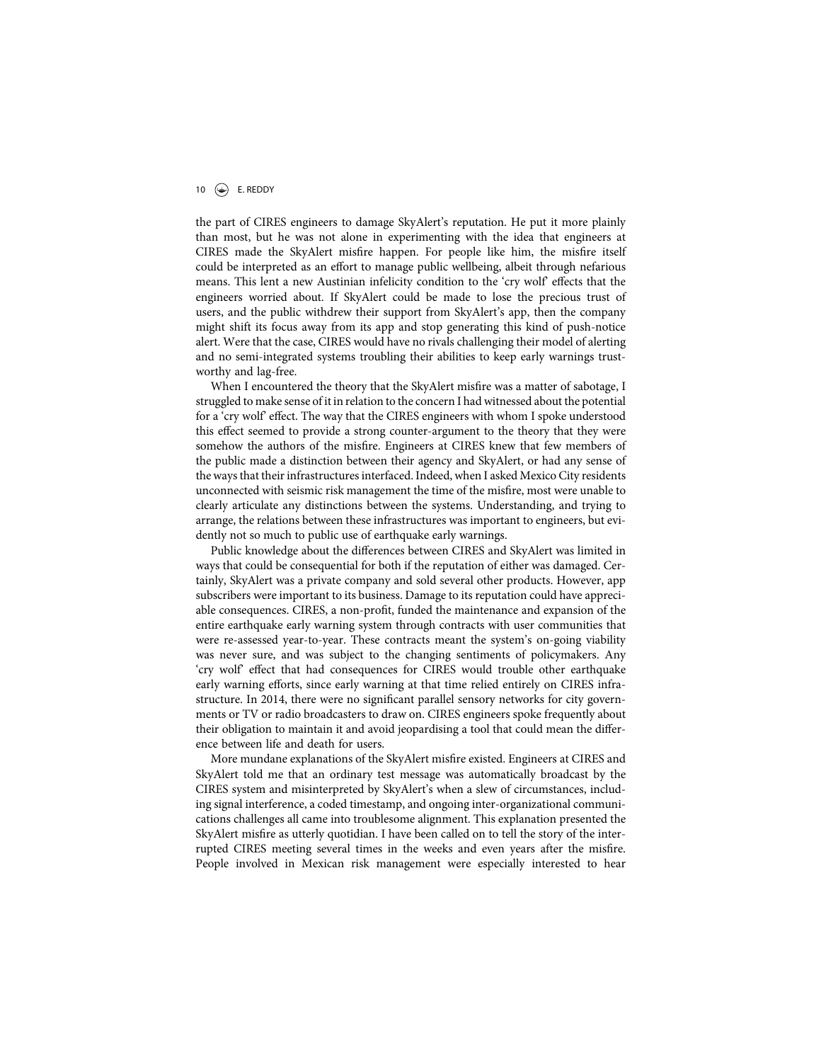the part of CIRES engineers to damage SkyAlert's reputation. He put it more plainly than most, but he was not alone in experimenting with the idea that engineers at CIRES made the SkyAlert misfire happen. For people like him, the misfire itself could be interpreted as an effort to manage public wellbeing, albeit through nefarious means. This lent a new Austinian infelicity condition to the 'cry wolf' effects that the engineers worried about. If SkyAlert could be made to lose the precious trust of users, and the public withdrew their support from SkyAlert's app, then the company might shift its focus away from its app and stop generating this kind of push-notice alert. Were that the case, CIRES would have no rivals challenging their model of alerting and no semi-integrated systems troubling their abilities to keep early warnings trustworthy and lag-free.

When I encountered the theory that the SkyAlert misfire was a matter of sabotage, I struggled to make sense of it in relation to the concern I had witnessed about the potential for a 'cry wolf' effect. The way that the CIRES engineers with whom I spoke understood this effect seemed to provide a strong counter-argument to the theory that they were somehow the authors of the misfire. Engineers at CIRES knew that few members of the public made a distinction between their agency and SkyAlert, or had any sense of the ways that their infrastructures interfaced. Indeed, when I asked Mexico City residents unconnected with seismic risk management the time of the misfire, most were unable to clearly articulate any distinctions between the systems. Understanding, and trying to arrange, the relations between these infrastructures was important to engineers, but evidently not so much to public use of earthquake early warnings.

Public knowledge about the differences between CIRES and SkyAlert was limited in ways that could be consequential for both if the reputation of either was damaged. Certainly, SkyAlert was a private company and sold several other products. However, app subscribers were important to its business. Damage to its reputation could have appreciable consequences. CIRES, a non-profit, funded the maintenance and expansion of the entire earthquake early warning system through contracts with user communities that were re-assessed year-to-year. These contracts meant the system's on-going viability was never sure, and was subject to the changing sentiments of policymakers. Any 'cry wolf' effect that had consequences for CIRES would trouble other earthquake early warning efforts, since early warning at that time relied entirely on CIRES infrastructure. In 2014, there were no significant parallel sensory networks for city governments or TV or radio broadcasters to draw on. CIRES engineers spoke frequently about their obligation to maintain it and avoid jeopardising a tool that could mean the difference between life and death for users.

More mundane explanations of the SkyAlert misfire existed. Engineers at CIRES and SkyAlert told me that an ordinary test message was automatically broadcast by the CIRES system and misinterpreted by SkyAlert's when a slew of circumstances, including signal interference, a coded timestamp, and ongoing inter-organizational communications challenges all came into troublesome alignment. This explanation presented the SkyAlert misfire as utterly quotidian. I have been called on to tell the story of the interrupted CIRES meeting several times in the weeks and even years after the misfire. People involved in Mexican risk management were especially interested to hear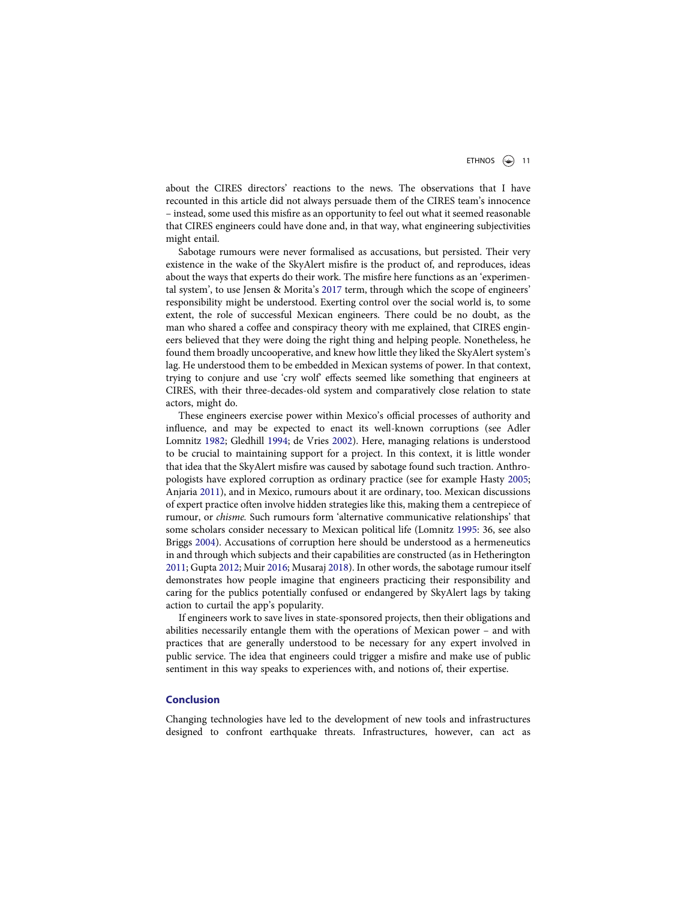about the CIRES directors' reactions to the news. The observations that I have recounted in this article did not always persuade them of the CIRES team's innocence – instead, some used this misfire as an opportunity to feel out what it seemed reasonable that CIRES engineers could have done and, in that way, what engineering subjectivities might entail.

Sabotage rumours were never formalised as accusations, but persisted. Their very existence in the wake of the SkyAlert misfire is the product of, and reproduces, ideas about the ways that experts do their work. The misfire here functions as an 'experimental system', to use Jensen & Morita's 2017 term, through which the scope of engineers' responsibility might be understood. Exerting control over the social world is, to some extent, the role of successful Mexican engineers. There could be no doubt, as the man who shared a coffee and conspiracy theory with me explained, that CIRES engineers believed that they were doing the right thing and helping people. Nonetheless, he found them broadly uncooperative, and knew how little they liked the SkyAlert system's lag. He understood them to be embedded in Mexican systems of power. In that context, trying to conjure and use 'cry wolf' effects seemed like something that engineers at CIRES, with their three-decades-old system and comparatively close relation to state actors, might do.

These engineers exercise power within Mexico's official processes of authority and influence, and may be expected to enact its well-known corruptions (see Adler Lomnitz 1982; Gledhill 1994; de Vries 2002). Here, managing relations is understood to be crucial to maintaining support for a project. In this context, it is little wonder that idea that the SkyAlert misfire was caused by sabotage found such traction. Anthropologists have explored corruption as ordinary practice (see for example Hasty 2005; Anjaria 2011), and in Mexico, rumours about it are ordinary, too. Mexican discussions of expert practice often involve hidden strategies like this, making them a centrepiece of rumour, or *chisme.* Such rumours form 'alternative communicative relationships' that some scholars consider necessary to Mexican political life (Lomnitz 1995: 36, see also Briggs 2004). Accusations of corruption here should be understood as a hermeneutics in and through which subjects and their capabilities are constructed (as in Hetherington 2011; Gupta 2012; Muir 2016; Musaraj 2018). In other words, the sabotage rumour itself demonstrates how people imagine that engineers practicing their responsibility and caring for the publics potentially confused or endangered by SkyAlert lags by taking action to curtail the app's popularity.

If engineers work to save lives in state-sponsored projects, then their obligations and abilities necessarily entangle them with the operations of Mexican power – and with practices that are generally understood to be necessary for any expert involved in public service. The idea that engineers could trigger a misfire and make use of public sentiment in this way speaks to experiences with, and notions of, their expertise.

## Conclusion

Changing technologies have led to the development of new tools and infrastructures designed to confront earthquake threats. Infrastructures, however, can act as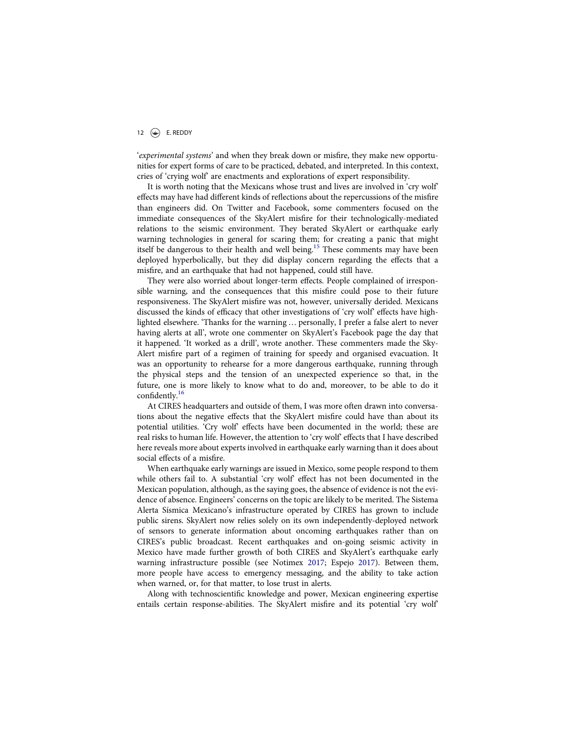'*experimental systems*' and when they break down or misfire, they make new opportunities for expert forms of care to be practiced, debated, and interpreted. In this context, cries of 'crying wolf' are enactments and explorations of expert responsibility.

It is worth noting that the Mexicans whose trust and lives are involved in 'cry wolf' effects may have had different kinds of reflections about the repercussions of the misfire than engineers did. On Twitter and Facebook, some commenters focused on the immediate consequences of the SkyAlert misfire for their technologically-mediated relations to the seismic environment. They berated SkyAlert or earthquake early warning technologies in general for scaring them; for creating a panic that might itself be dangerous to their health and well being.[15] These comments may have been deployed hyperbolically, but they did display concern regarding the effects that a misfire, and an earthquake that had not happened, could still have.

They were also worried about longer-term effects. People complained of irresponsible warning, and the consequences that this misfire could pose to their future responsiveness. The SkyAlert misfire was not, however, universally derided. Mexicans discussed the kinds of efficacy that other investigations of 'cry wolf' effects have highlighted elsewhere. 'Thanks for the warning … personally, I prefer a false alert to never having alerts at all', wrote one commenter on SkyAlert's Facebook page the day that it happened. 'It worked as a drill', wrote another. These commenters made the SkyAlert misfire part of a regimen of training for speedy and organised evacuation. It was an opportunity to rehearse for a more dangerous earthquake, running through the physical steps and the tension of an unexpected experience so that, in the future, one is more likely to know what to do and, moreover, to be able to do it confidently.[16]

At CIRES headquarters and outside of them, I was more often drawn into conversations about the negative effects that the SkyAlert misfire could have than about its potential utilities. 'Cry wolf' effects have been documented in the world; these are real risks to human life. However, the attention to 'cry wolf' effects that I have described here reveals more about experts involved in earthquake early warning than it does about social effects of a misfire.

When earthquake early warnings are issued in Mexico, some people respond to them while others fail to. A substantial 'cry wolf' effect has not been documented in the Mexican population, although, as the saying goes, the absence of evidence is not the evidence of absence. Engineers' concerns on the topic are likely to be merited. The Sistema Alerta Sísmica Mexicano's infrastructure operated by CIRES has grown to include public sirens. SkyAlert now relies solely on its own independently-deployed network of sensors to generate information about oncoming earthquakes rather than on CIRES's public broadcast. Recent earthquakes and on-going seismic activity in Mexico have made further growth of both CIRES and SkyAlert's earthquake early warning infrastructure possible (see Notimex 2017; Espejo 2017). Between them, more people have access to emergency messaging, and the ability to take action when warned, or, for that matter, to lose trust in alerts.

Along with technoscientific knowledge and power, Mexican engineering expertise entails certain response-abilities. The SkyAlert misfire and its potential 'cry wolf'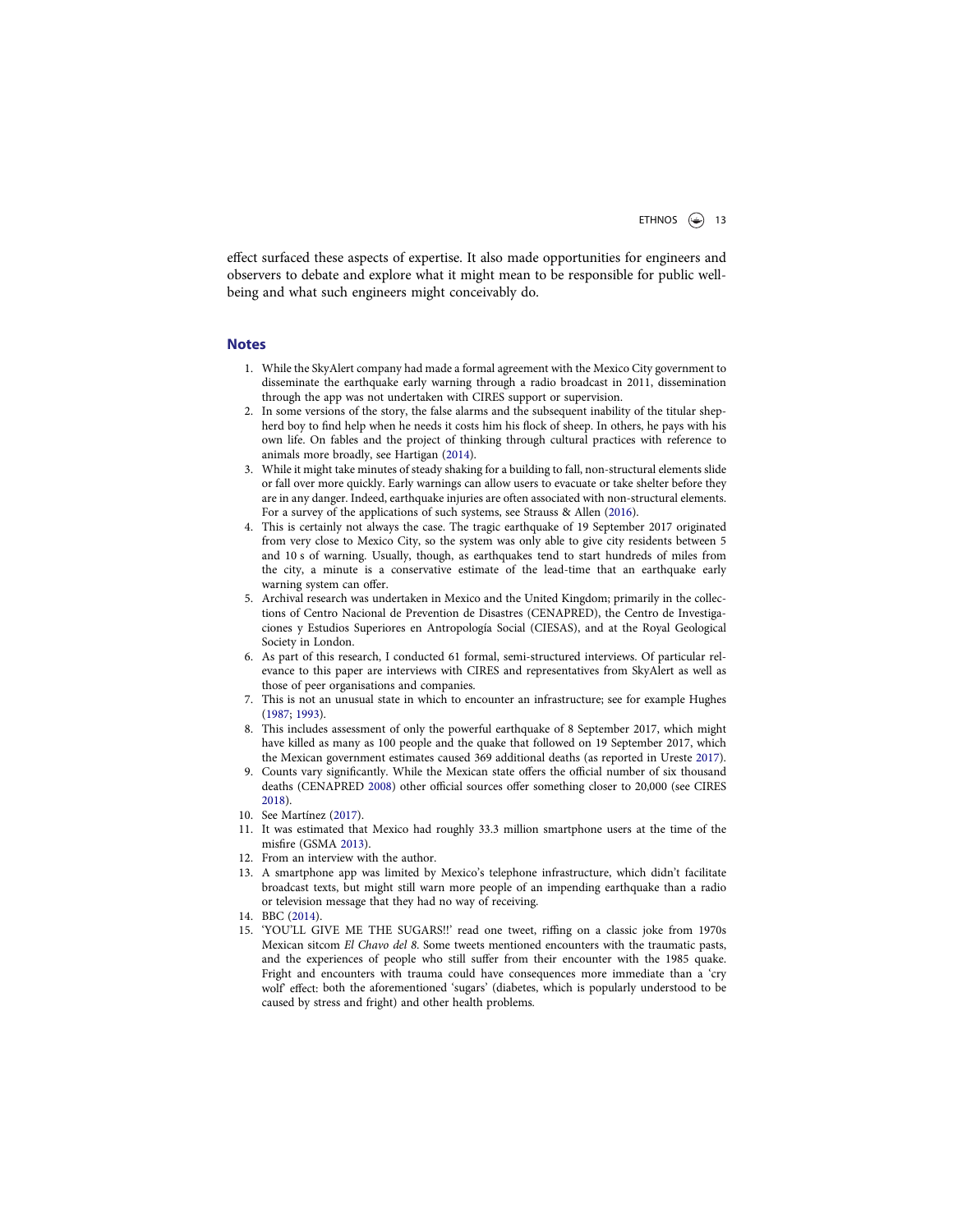effect surfaced these aspects of expertise. It also made opportunities for engineers and observers to debate and explore what it might mean to be responsible for public well-being and what such engineers might conceivably do.

## Notes

1. While the SkyAlert company had made a formal agreement with the Mexico City government to disseminate the earthquake early warning through a radio broadcast in 2011, dissemination through the app was not undertaken with CIRES support or supervision.
2. In some versions of the story, the false alarms and the subsequent inability of the titular shepherd boy to find help when he needs it costs him his flock of sheep. In others, he pays with his own life. On fables and the project of thinking through cultural practices with reference to animals more broadly, see Hartigan (2014).
3. While it might take minutes of steady shaking for a building to fall, non-structural elements slide or fall over more quickly. Early warnings can allow users to evacuate or take shelter before they are in any danger. Indeed, earthquake injuries are often associated with non-structural elements. For a survey of the applications of such systems, see Strauss & Allen (2016).
4. This is certainly not always the case. The tragic earthquake of 19 September 2017 originated from very close to Mexico City, so the system was only able to give city residents between 5 and 10 s of warning. Usually, though, as earthquakes tend to start hundreds of miles from the city, a minute is a conservative estimate of the lead-time that an earthquake early warning system can offer.
5. Archival research was undertaken in Mexico and the United Kingdom; primarily in the collections of Centro Nacional de Prevention de Disastres (CENAPRED), the Centro de Investigaciones y Estudios Superiores en Antropología Social (CIESAS), and at the Royal Geological Society in London.
6. As part of this research, I conducted 61 formal, semi-structured interviews. Of particular relevance to this paper are interviews with CIRES and representatives from SkyAlert as well as those of peer organisations and companies.
7. This is not an unusual state in which to encounter an infrastructure; see for example Hughes (1987; 1993).
8. This includes assessment of only the powerful earthquake of 8 September 2017, which might have killed as many as 100 people and the quake that followed on 19 September 2017, which the Mexican government estimates caused 369 additional deaths (as reported in Ureste 2017).
9. Counts vary significantly. While the Mexican state offers the official number of six thousand deaths (CENAPRED 2008) other official sources offer something closer to 20,000 (see CIRES 2018).
10. See Martínez (2017).
11. It was estimated that Mexico had roughly 33.3 million smartphone users at the time of the misfire (GSMA 2013).
12. From an interview with the author.
13. A smartphone app was limited by Mexico's telephone infrastructure, which didn't facilitate broadcast texts, but might still warn more people of an impending earthquake than a radio or television message that they had no way of receiving.
14. BBC (2014).
15. 'YOU'LL GIVE ME THE SUGARS!!' read one tweet, riffing on a classic joke from 1970s Mexican sitcom *El Chavo del 8*. Some tweets mentioned encounters with the traumatic pasts, and the experiences of people who still suffer from their encounter with the 1985 quake. Fright and encounters with trauma could have consequences more immediate than a 'cry wolf' effect: both the aforementioned 'sugars' (diabetes, which is popularly understood to be caused by stress and fright) and other health problems.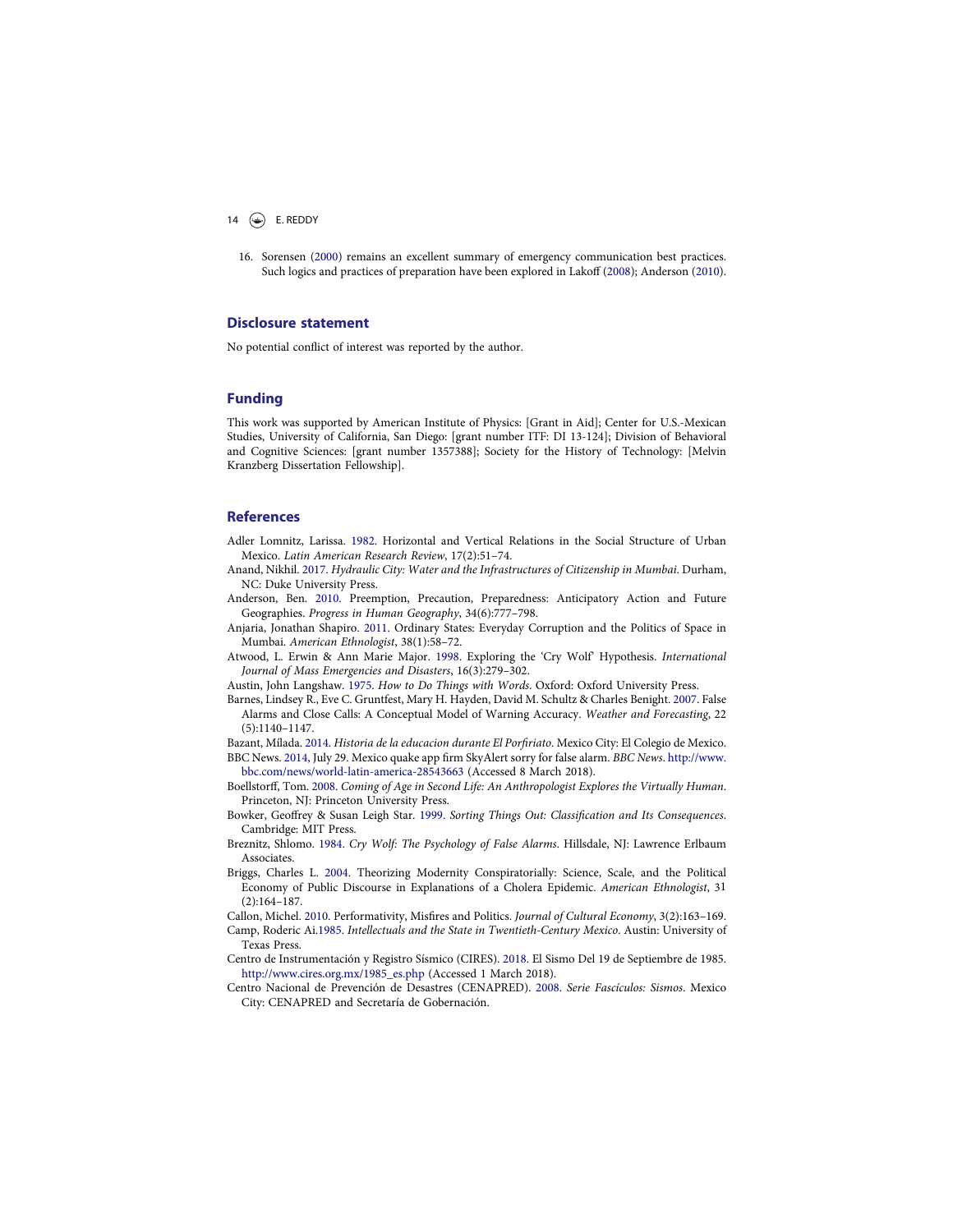16. Sorensen (2000) remains an excellent summary of emergency communication best practices. Such logics and practices of preparation have been explored in Lakoff (2008); Anderson (2010).

## Disclosure statement

No potential conflict of interest was reported by the author.

## Funding

This work was supported by American Institute of Physics: [Grant in Aid]; Center for U.S.-Mexican Studies, University of California, San Diego: [grant number ITF: DI 13-124]; Division of Behavioral and Cognitive Sciences: [grant number 1357388]; Society for the History of Technology: [Melvin Kranzberg Dissertation Fellowship].

## References

Adler Lomnitz, Larissa. 1982. Horizontal and Vertical Relations in the Social Structure of Urban Mexico. *Latin American Research Review*, 17(2):51–74.

Anand, Nikhil. 2017. *Hydraulic City: Water and the Infrastructures of Citizenship in Mumbai*. Durham, NC: Duke University Press.

Anderson, Ben. 2010. Preemption, Precaution, Preparedness: Anticipatory Action and Future Geographies. *Progress in Human Geography*, 34(6):777–798.

Anjaria, Jonathan Shapiro. 2011. Ordinary States: Everyday Corruption and the Politics of Space in Mumbai. *American Ethnologist*, 38(1):58–72.

Atwood, L. Erwin & Ann Marie Major. 1998. Exploring the 'Cry Wolf' Hypothesis. *International Journal of Mass Emergencies and Disasters*, 16(3):279–302.

Austin, John Langshaw. 1975. *How to Do Things with Words*. Oxford: Oxford University Press.

Barnes, Lindsey R., Eve C. Gruntfest, Mary H. Hayden, David M. Schultz & Charles Benight. 2007. False Alarms and Close Calls: A Conceptual Model of Warning Accuracy. *Weather and Forecasting*, 22 (5):1140–1147.

Bazant, Mílada. 2014. *Historia de la educacion durante El Porfiriato*. Mexico City: El Colegio de Mexico.

BBC News. 2014, July 29. Mexico quake app firm SkyAlert sorry for false alarm. *BBC News*. http://www.bbc.com/news/world-latin-america-28543663 (Accessed 8 March 2018).

Boellstorff, Tom. 2008. *Coming of Age in Second Life: An Anthropologist Explores the Virtually Human*. Princeton, NJ: Princeton University Press.

Bowker, Geoffrey & Susan Leigh Star. 1999. *Sorting Things Out: Classification and Its Consequences*. Cambridge: MIT Press.

Breznitz, Shlomo. 1984. *Cry Wolf: The Psychology of False Alarms*. Hillsdale, NJ: Lawrence Erlbaum Associates.

Briggs, Charles L. 2004. Theorizing Modernity Conspiratorially: Science, Scale, and the Political Economy of Public Discourse in Explanations of a Cholera Epidemic. *American Ethnologist*, 31 (2):164–187.

Callon, Michel. 2010. Performativity, Misfires and Politics. *Journal of Cultural Economy*, 3(2):163–169.

Camp, Roderic Ai.1985. *Intellectuals and the State in Twentieth-Century Mexico*. Austin: University of Texas Press.

Centro de Instrumentación y Registro Sísmico (CIRES). 2018. El Sismo Del 19 de Septiembre de 1985. http://www.cires.org.mx/1985_es.php (Accessed 1 March 2018).

Centro Nacional de Prevención de Desastres (CENAPRED). 2008. *Serie Fascículos: Sismos*. Mexico City: CENAPRED and Secretaría de Gobernación.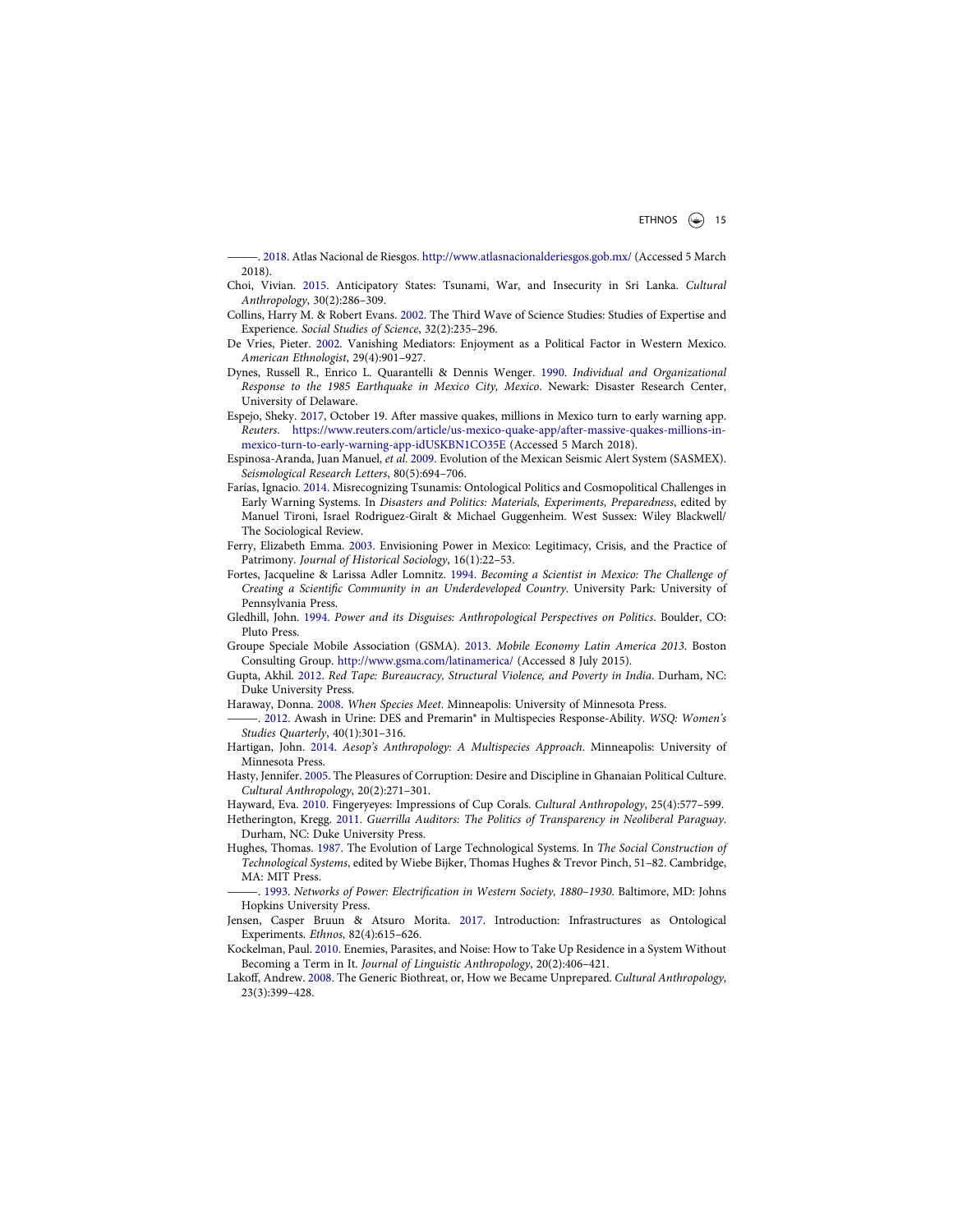———. 2018. Atlas Nacional de Riesgos. http://www.atlasnacionalderiesgos.gob.mx/ (Accessed 5 March 2018).

Choi, Vivian. 2015. Anticipatory States: Tsunami, War, and Insecurity in Sri Lanka. *Cultural Anthropology*, 30(2):286–309.

Collins, Harry M. & Robert Evans. 2002. The Third Wave of Science Studies: Studies of Expertise and Experience. *Social Studies of Science*, 32(2):235–296.

De Vries, Pieter. 2002. Vanishing Mediators: Enjoyment as a Political Factor in Western Mexico. *American Ethnologist*, 29(4):901–927.

Dynes, Russell R., Enrico L. Quarantelli & Dennis Wenger. 1990. *Individual and Organizational Response to the 1985 Earthquake in Mexico City, Mexico*. Newark: Disaster Research Center, University of Delaware.

Espejo, Sheky. 2017, October 19. After massive quakes, millions in Mexico turn to early warning app. *Reuters*. https://www.reuters.com/article/us-mexico-quake-app/after-massive-quakes-millions-in-mexico-turn-to-early-warning-app-idUSKBN1CO35E (Accessed 5 March 2018).

Espinosa-Aranda, Juan Manuel, *et al*. 2009. Evolution of the Mexican Seismic Alert System (SASMEX). *Seismological Research Letters*, 80(5):694–706.

Farías, Ignacio. 2014. Misrecognizing Tsunamis: Ontological Politics and Cosmopolitical Challenges in Early Warning Systems. In *Disasters and Politics: Materials, Experiments, Preparedness*, edited by Manuel Tironi, Israel Rodriguez-Giralt & Michael Guggenheim. West Sussex: Wiley Blackwell/ The Sociological Review.

Ferry, Elizabeth Emma. 2003. Envisioning Power in Mexico: Legitimacy, Crisis, and the Practice of Patrimony. *Journal of Historical Sociology*, 16(1):22–53.

Fortes, Jacqueline & Larissa Adler Lomnitz. 1994. *Becoming a Scientist in Mexico: The Challenge of Creating a Scientific Community in an Underdeveloped Country*. University Park: University of Pennsylvania Press.

Gledhill, John. 1994. *Power and its Disguises: Anthropological Perspectives on Politics*. Boulder, CO: Pluto Press.

Groupe Speciale Mobile Association (GSMA). 2013. *Mobile Economy Latin America 2013*. Boston Consulting Group. http://www.gsma.com/latinamerica/ (Accessed 8 July 2015).

Gupta, Akhil. 2012. *Red Tape: Bureaucracy, Structural Violence, and Poverty in India*. Durham, NC: Duke University Press.

Haraway, Donna. 2008. *When Species Meet*. Minneapolis: University of Minnesota Press.

———. 2012. Awash in Urine: DES and Premarin® in Multispecies Response-Ability. *WSQ: Women's Studies Quarterly*, 40(1):301–316.

Hartigan, John. 2014. *Aesop's Anthropology: A Multispecies Approach*. Minneapolis: University of Minnesota Press.

Hasty, Jennifer. 2005. The Pleasures of Corruption: Desire and Discipline in Ghanaian Political Culture. *Cultural Anthropology*, 20(2):271–301.

Hayward, Eva. 2010. Fingeryeyes: Impressions of Cup Corals. *Cultural Anthropology*, 25(4):577–599.

Hetherington, Kregg. 2011. *Guerrilla Auditors: The Politics of Transparency in Neoliberal Paraguay*. Durham, NC: Duke University Press.

Hughes, Thomas. 1987. The Evolution of Large Technological Systems. In *The Social Construction of Technological Systems*, edited by Wiebe Bijker, Thomas Hughes & Trevor Pinch, 51–82. Cambridge, MA: MIT Press.

———. 1993. *Networks of Power: Electrification in Western Society, 1880–1930*. Baltimore, MD: Johns Hopkins University Press.

Jensen, Casper Bruun & Atsuro Morita. 2017. Introduction: Infrastructures as Ontological Experiments. *Ethnos*, 82(4):615–626.

Kockelman, Paul. 2010. Enemies, Parasites, and Noise: How to Take Up Residence in a System Without Becoming a Term in It. *Journal of Linguistic Anthropology*, 20(2):406–421.

Lakoff, Andrew. 2008. The Generic Biothreat, or, How we Became Unprepared. *Cultural Anthropology*, 23(3):399–428.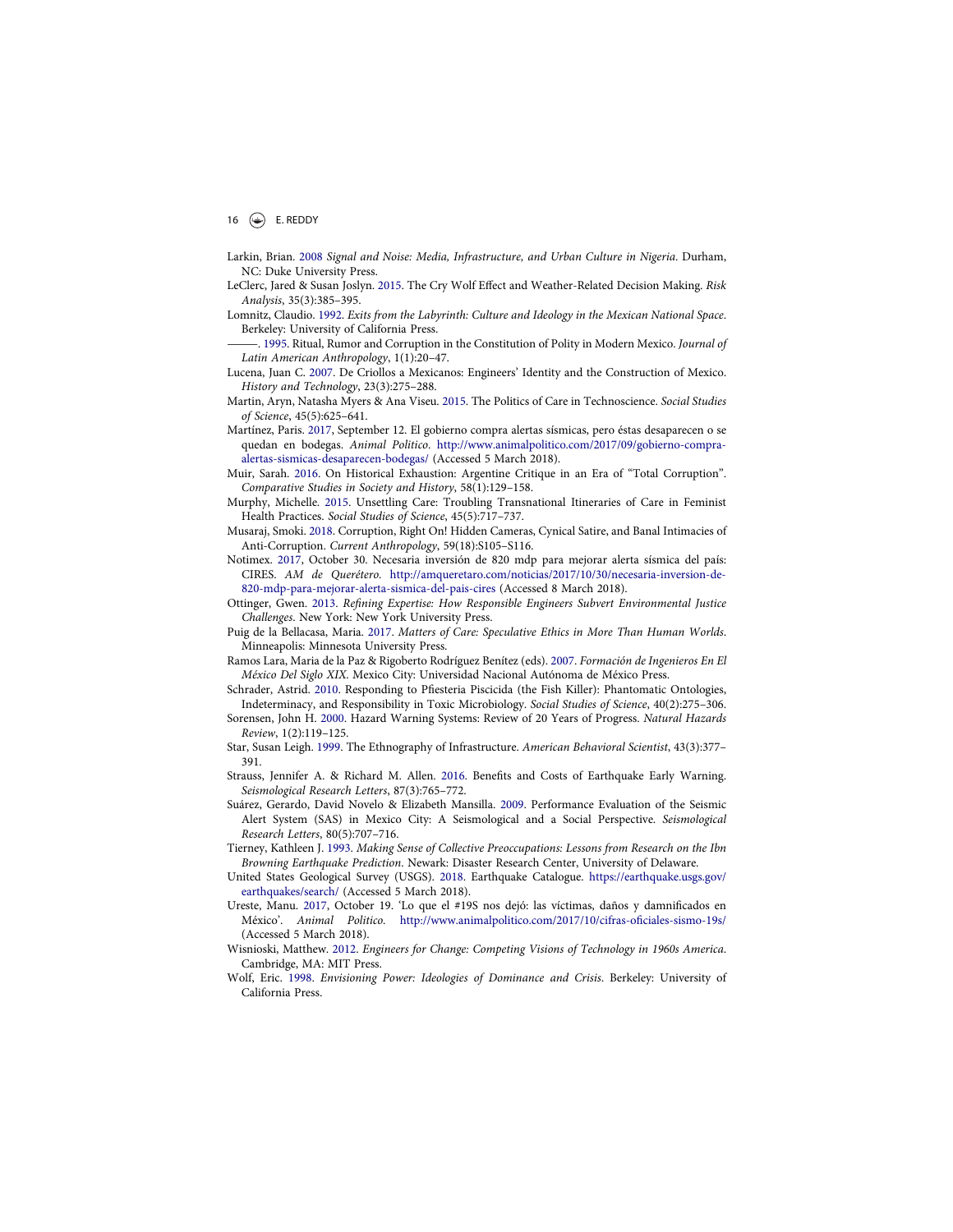Larkin, Brian. 2008 *Signal and Noise: Media, Infrastructure, and Urban Culture in Nigeria*. Durham, NC: Duke University Press.

LeClerc, Jared & Susan Joslyn. 2015. The Cry Wolf Effect and Weather-Related Decision Making. *Risk Analysis*, 35(3):385–395.

Lomnitz, Claudio. 1992. *Exits from the Labyrinth: Culture and Ideology in the Mexican National Space*. Berkeley: University of California Press.

———. 1995. Ritual, Rumor and Corruption in the Constitution of Polity in Modern Mexico. *Journal of Latin American Anthropology*, 1(1):20–47.

Lucena, Juan C. 2007. De Criollos a Mexicanos: Engineers' Identity and the Construction of Mexico. *History and Technology*, 23(3):275–288.

Martin, Aryn, Natasha Myers & Ana Viseu. 2015. The Politics of Care in Technoscience. *Social Studies of Science*, 45(5):625–641.

Martínez, Paris. 2017, September 12. El gobierno compra alertas sísmicas, pero éstas desaparecen o se quedan en bodegas. *Animal Politico*. http://www.animalpolitico.com/2017/09/gobierno-compra-alertas-sismicas-desaparecen-bodegas/ (Accessed 5 March 2018).

Muir, Sarah. 2016. On Historical Exhaustion: Argentine Critique in an Era of "Total Corruption". *Comparative Studies in Society and History*, 58(1):129–158.

Murphy, Michelle. 2015. Unsettling Care: Troubling Transnational Itineraries of Care in Feminist Health Practices. *Social Studies of Science*, 45(5):717–737.

Musaraj, Smoki. 2018. Corruption, Right On! Hidden Cameras, Cynical Satire, and Banal Intimacies of Anti-Corruption. *Current Anthropology*, 59(18):S105–S116.

Notimex. 2017, October 30. Necesaria inversión de 820 mdp para mejorar alerta sísmica del país: CIRES. *AM de Querétero*. http://amqueretaro.com/noticias/2017/10/30/necesaria-inversion-de-820-mdp-para-mejorar-alerta-sismica-del-pais-cires (Accessed 8 March 2018).

Ottinger, Gwen. 2013. *Refining Expertise: How Responsible Engineers Subvert Environmental Justice Challenges*. New York: New York University Press.

Puig de la Bellacasa, Maria. 2017. *Matters of Care: Speculative Ethics in More Than Human Worlds*. Minneapolis: Minnesota University Press.

Ramos Lara, Maria de la Paz & Rigoberto Rodríguez Benítez (eds). 2007. *Formación de Ingenieros En El México Del Siglo XIX*. Mexico City: Universidad Nacional Autónoma de México Press.

Schrader, Astrid. 2010. Responding to Pfiesteria Piscicida (the Fish Killer): Phantomatic Ontologies, Indeterminacy, and Responsibility in Toxic Microbiology. *Social Studies of Science*, 40(2):275–306.

Sorensen, John H. 2000. Hazard Warning Systems: Review of 20 Years of Progress. *Natural Hazards Review*, 1(2):119–125.

Star, Susan Leigh. 1999. The Ethnography of Infrastructure. *American Behavioral Scientist*, 43(3):377–391.

Strauss, Jennifer A. & Richard M. Allen. 2016. Benefits and Costs of Earthquake Early Warning. *Seismological Research Letters*, 87(3):765–772.

Suárez, Gerardo, David Novelo & Elizabeth Mansilla. 2009. Performance Evaluation of the Seismic Alert System (SAS) in Mexico City: A Seismological and a Social Perspective. *Seismological Research Letters*, 80(5):707–716.

Tierney, Kathleen J. 1993. *Making Sense of Collective Preoccupations: Lessons from Research on the Ibn Browning Earthquake Prediction*. Newark: Disaster Research Center, University of Delaware.

United States Geological Survey (USGS). 2018. Earthquake Catalogue. https://earthquake.usgs.gov/earthquakes/search/ (Accessed 5 March 2018).

Ureste, Manu. 2017, October 19. 'Lo que el #19S nos dejó: las víctimas, daños y damnificados en México'. *Animal Politico*. http://www.animalpolitico.com/2017/10/cifras-oficiales-sismo-19s/ (Accessed 5 March 2018).

Wisnioski, Matthew. 2012. *Engineers for Change: Competing Visions of Technology in 1960s America*. Cambridge, MA: MIT Press.

Wolf, Eric. 1998. *Envisioning Power: Ideologies of Dominance and Crisis*. Berkeley: University of California Press.